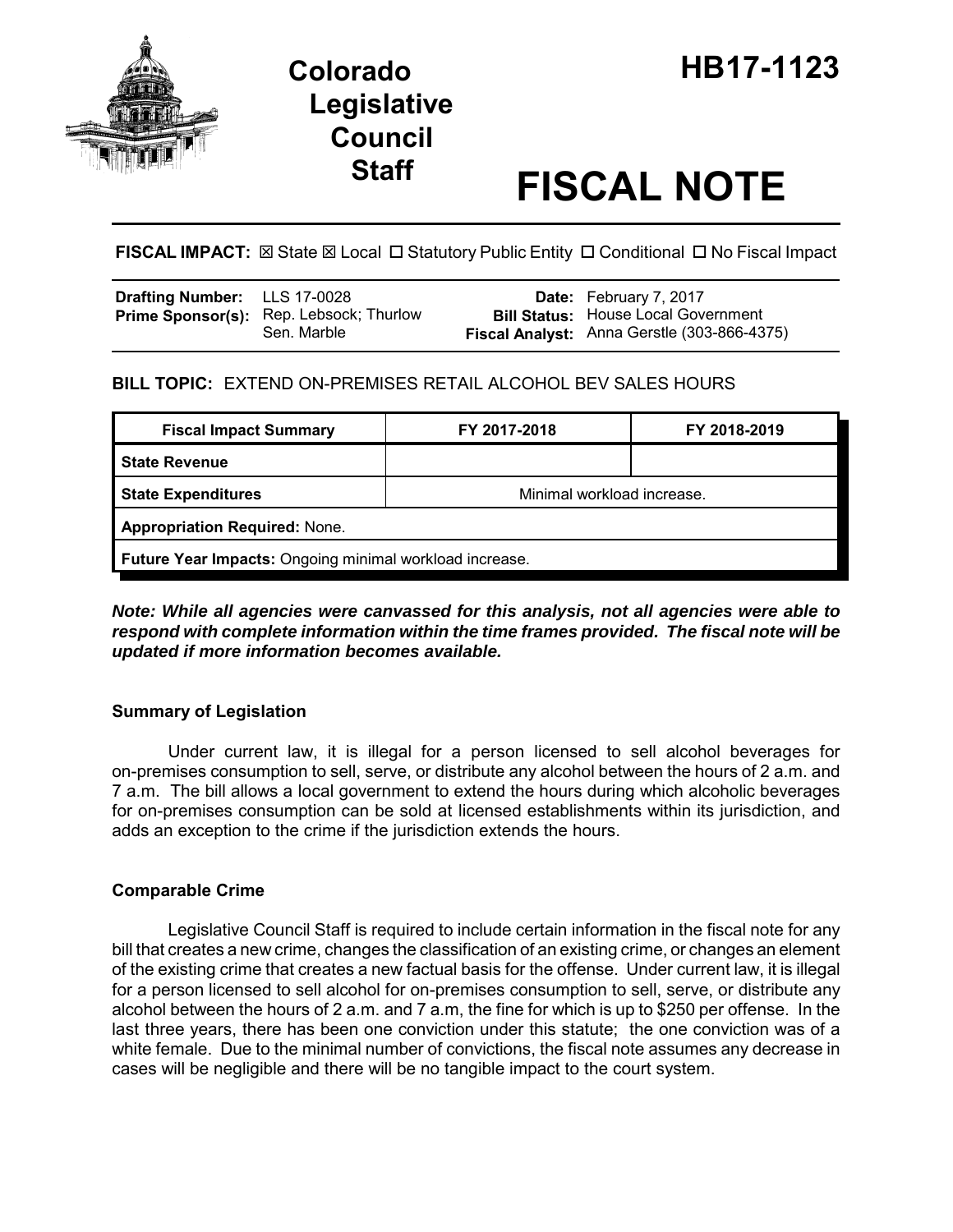# Colorado Legislative Council Staff

# HB17-1123

# FISCAL NOTE

**FISCAL IMPACT:** ☒ State ☒ Local ☐ Statutory Public Entity ☐ Conditional ☐ No Fiscal Impact

| | | | |
|---|---|---|---|
| **Drafting Number:** | LLS 17-0028 | **Date:** | February 7, 2017 |
| **Prime Sponsor(s):** | Rep. Lebsock; Thurlow<br>Sen. Marble | **Bill Status:** | House Local Government |
| | | **Fiscal Analyst:** | Anna Gerstle (303-866-4375) |

**BILL TOPIC:** EXTEND ON-PREMISES RETAIL ALCOHOL BEV SALES HOURS

| Fiscal Impact Summary | FY 2017-2018 | FY 2018-2019 |
|---|---|---|
| **State Revenue** | | |
| **State Expenditures** | Minimal workload increase. | |
| **Appropriation Required:** None. | | |
| **Future Year Impacts:** Ongoing minimal workload increase. | | |

***Note: While all agencies were canvassed for this analysis, not all agencies were able to respond with complete information within the time frames provided. The fiscal note will be updated if more information becomes available.***

## Summary of Legislation

Under current law, it is illegal for a person licensed to sell alcohol beverages for on-premises consumption to sell, serve, or distribute any alcohol between the hours of 2 a.m. and 7 a.m. The bill allows a local government to extend the hours during which alcoholic beverages for on-premises consumption can be sold at licensed establishments within its jurisdiction, and adds an exception to the crime if the jurisdiction extends the hours.

## Comparable Crime

Legislative Council Staff is required to include certain information in the fiscal note for any bill that creates a new crime, changes the classification of an existing crime, or changes an element of the existing crime that creates a new factual basis for the offense. Under current law, it is illegal for a person licensed to sell alcohol for on-premises consumption to sell, serve, or distribute any alcohol between the hours of 2 a.m. and 7 a.m, the fine for which is up to $250 per offense. In the last three years, there has been one conviction under this statute; the one conviction was of a white female. Due to the minimal number of convictions, the fiscal note assumes any decrease in cases will be negligible and there will be no tangible impact to the court system.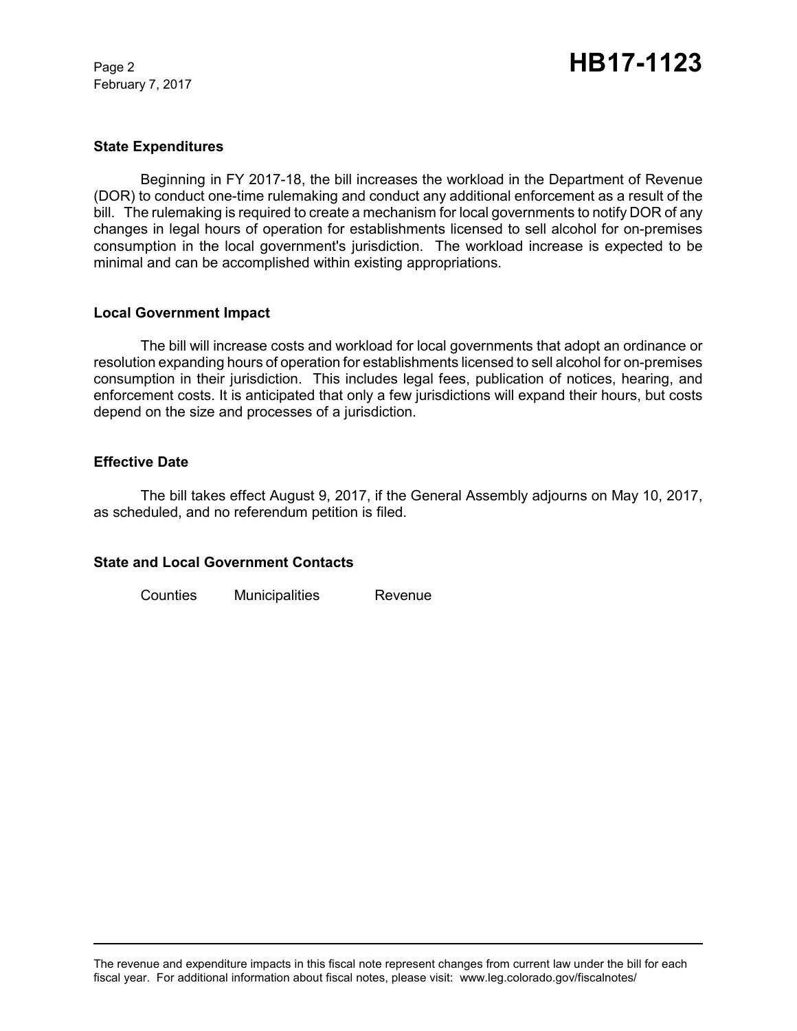### State Expenditures

Beginning in FY 2017-18, the bill increases the workload in the Department of Revenue (DOR) to conduct one-time rulemaking and conduct any additional enforcement as a result of the bill. The rulemaking is required to create a mechanism for local governments to notify DOR of any changes in legal hours of operation for establishments licensed to sell alcohol for on-premises consumption in the local government's jurisdiction. The workload increase is expected to be minimal and can be accomplished within existing appropriations.

### Local Government Impact

The bill will increase costs and workload for local governments that adopt an ordinance or resolution expanding hours of operation for establishments licensed to sell alcohol for on-premises consumption in their jurisdiction. This includes legal fees, publication of notices, hearing, and enforcement costs. It is anticipated that only a few jurisdictions will expand their hours, but costs depend on the size and processes of a jurisdiction.

### Effective Date

The bill takes effect August 9, 2017, if the General Assembly adjourns on May 10, 2017, as scheduled, and no referendum petition is filed.

### State and Local Government Contacts

Counties Municipalities Revenue

The revenue and expenditure impacts in this fiscal note represent changes from current law under the bill for each fiscal year. For additional information about fiscal notes, please visit: www.leg.colorado.gov/fiscalnotes/